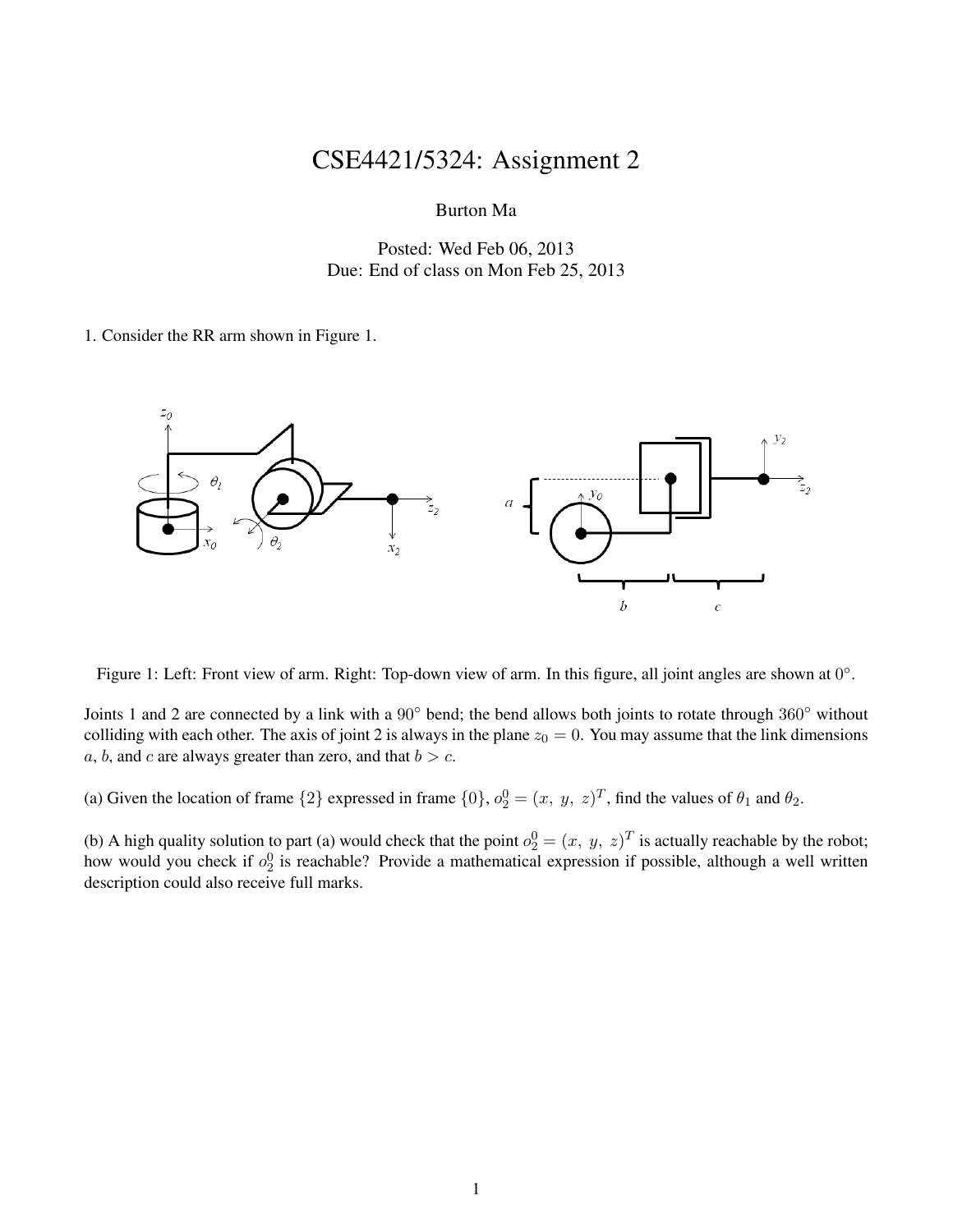# CSE4421/5324: Assignment 2

Burton Ma

Posted: Wed Feb 06, 2013
Due: End of class on Mon Feb 25, 2013

1. Consider the RR arm shown in Figure 1.

Figure 1: Left: Front view of arm. Right: Top-down view of arm. In this figure, all joint angles are shown at $0^\circ$.

Joints 1 and 2 are connected by a link with a $90^\circ$ bend; the bend allows both joints to rotate through $360^\circ$ without colliding with each other. The axis of joint 2 is always in the plane $z_0 = 0$. You may assume that the link dimensions $a$, $b$, and $c$ are always greater than zero, and that $b > c$.

(a) Given the location of frame $\{2\}$ expressed in frame $\{0\}$, $o_2^0 = (x,\ y,\ z)^T$, find the values of $\theta_1$ and $\theta_2$.

(b) A high quality solution to part (a) would check that the point $o_2^0 = (x,\ y,\ z)^T$ is actually reachable by the robot; how would you check if $o_2^0$ is reachable? Provide a mathematical expression if possible, although a well written description could also receive full marks.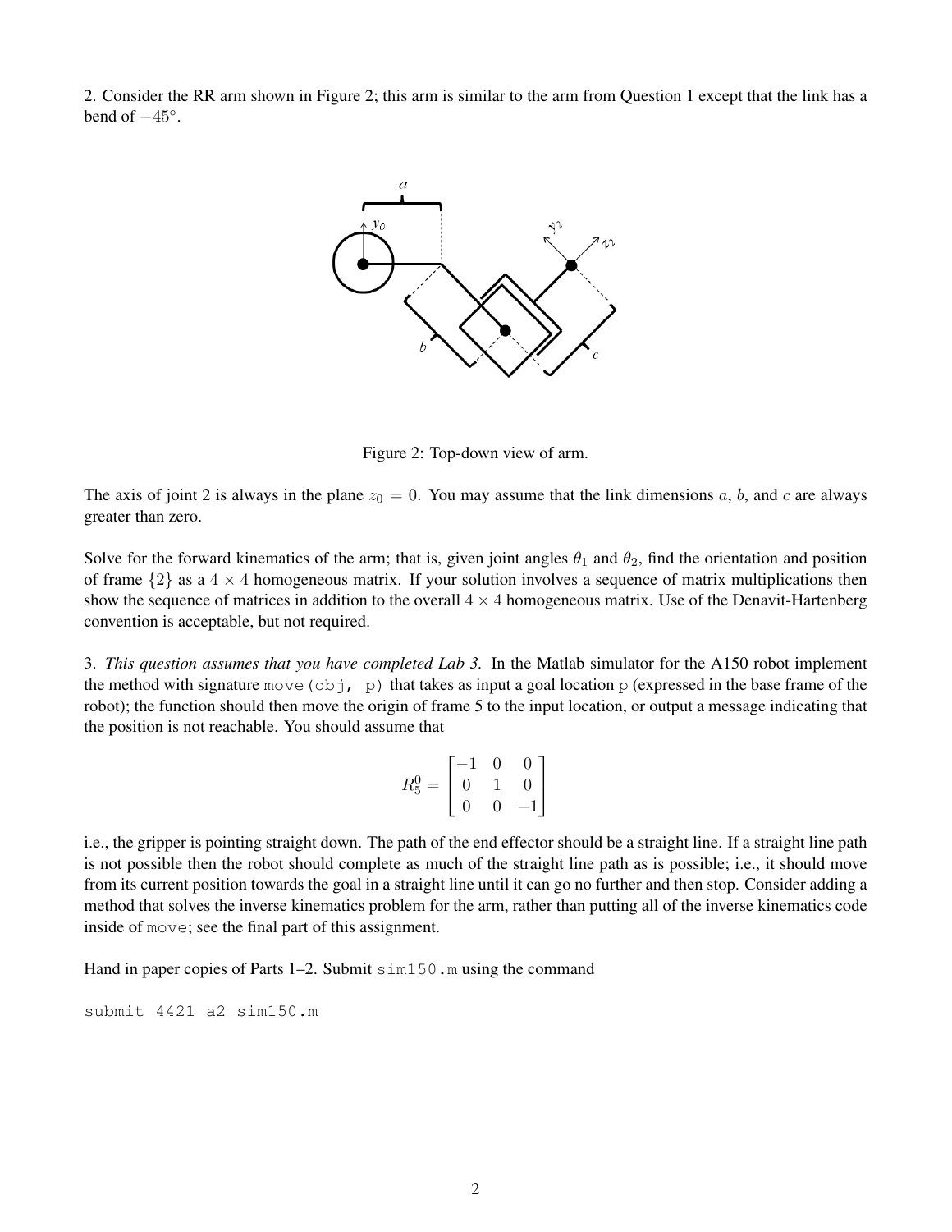2. Consider the RR arm shown in Figure 2; this arm is similar to the arm from Question 1 except that the link has a bend of $-45°$.

Figure 2: Top-down view of arm.

The axis of joint 2 is always in the plane $z_0 = 0$. You may assume that the link dimensions $a$, $b$, and $c$ are always greater than zero.

Solve for the forward kinematics of the arm; that is, given joint angles $\theta_1$ and $\theta_2$, find the orientation and position of frame $\{2\}$ as a $4 \times 4$ homogeneous matrix. If your solution involves a sequence of matrix multiplications then show the sequence of matrices in addition to the overall $4 \times 4$ homogeneous matrix. Use of the Denavit-Hartenberg convention is acceptable, but not required.

3. *This question assumes that you have completed Lab 3.* In the Matlab simulator for the A150 robot implement the method with signature `move(obj, p)` that takes as input a goal location `p` (expressed in the base frame of the robot); the function should then move the origin of frame 5 to the input location, or output a message indicating that the position is not reachable. You should assume that

$$R_5^0 = \begin{bmatrix} -1 & 0 & 0 \\ 0 & 1 & 0 \\ 0 & 0 & -1 \end{bmatrix}$$

i.e., the gripper is pointing straight down. The path of the end effector should be a straight line. If a straight line path is not possible then the robot should complete as much of the straight line path as is possible; i.e., it should move from its current position towards the goal in a straight line until it can go no further and then stop. Consider adding a method that solves the inverse kinematics problem for the arm, rather than putting all of the inverse kinematics code inside of `move`; see the final part of this assignment.

Hand in paper copies of Parts 1–2. Submit `sim150.m` using the command

```
submit 4421 a2 sim150.m
```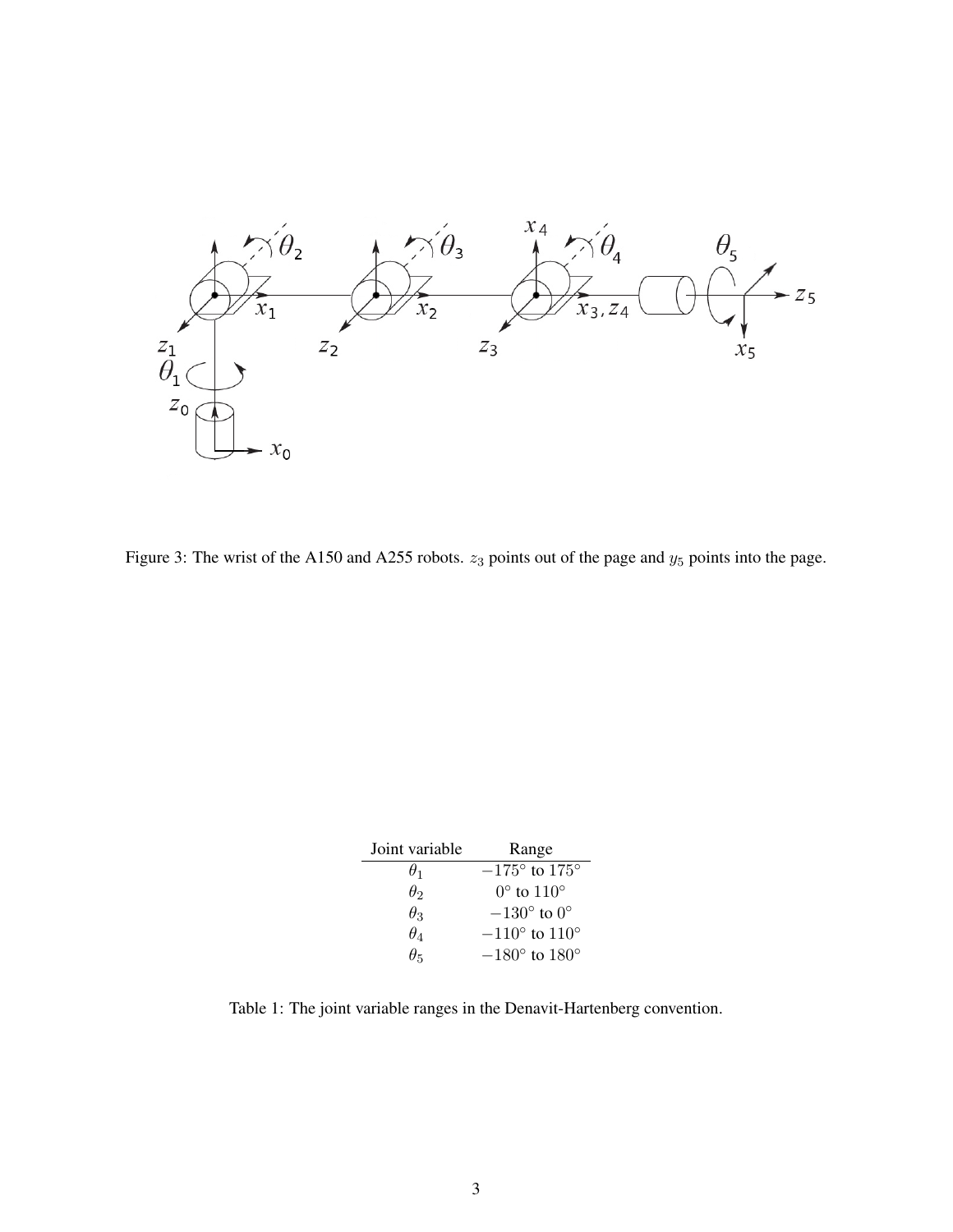$x_4$ $\theta_2$ $\theta_3$ $\theta_4$ $\theta_5$

$z_5$

$x_1$ $x_2$ $x_3, z_4$

$z_1$ $z_2$ $z_3$ $x_5$

$\theta_1$

$z_0$

$x_0$

Figure 3: The wrist of the A150 and A255 robots. $z_3$ points out of the page and $y_5$ points into the page.

| Joint variable | Range |
|---|---|
| $\theta_1$ | $-175°$ to $175°$ |
| $\theta_2$ | $0°$ to $110°$ |
| $\theta_3$ | $-130°$ to $0°$ |
| $\theta_4$ | $-110°$ to $110°$ |
| $\theta_5$ | $-180°$ to $180°$ |

Table 1: The joint variable ranges in the Denavit-Hartenberg convention.